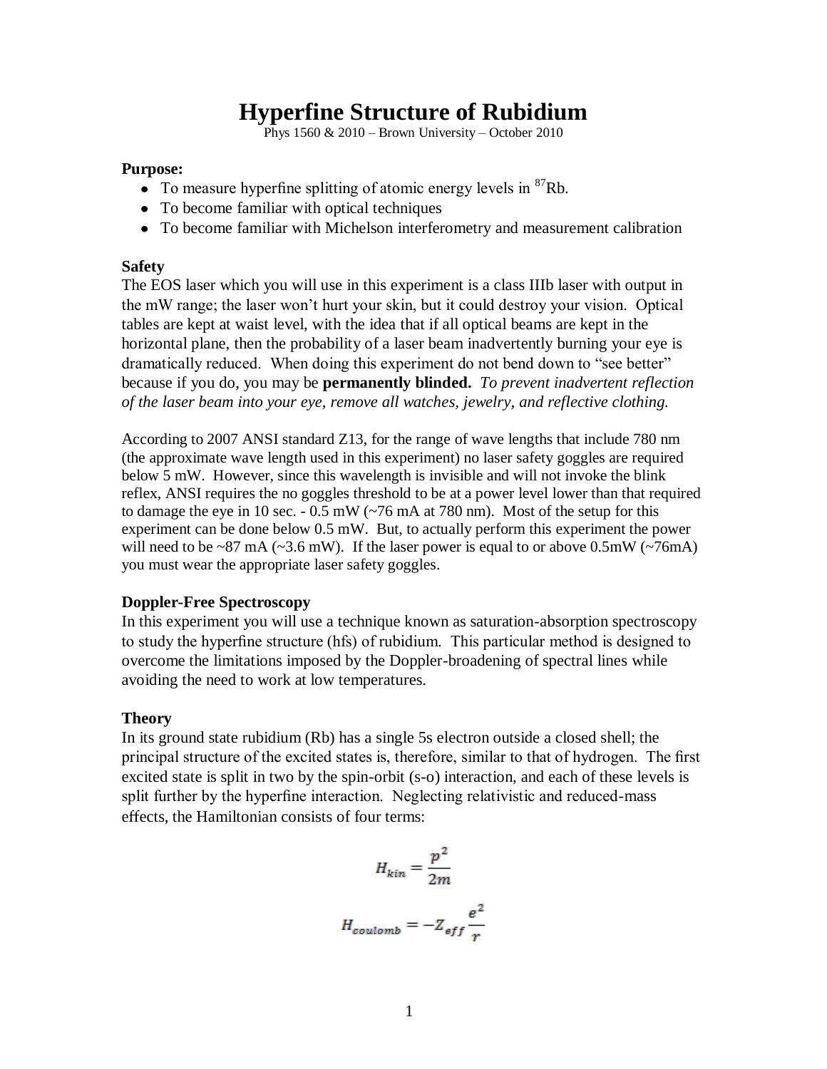# Hyperfine Structure of Rubidium

Phys 1560 & 2010 – Brown University – October 2010

**Purpose:**

- To measure hyperfine splitting of atomic energy levels in $^{87}$Rb.
- To become familiar with optical techniques
- To become familiar with Michelson interferometry and measurement calibration

**Safety**

The EOS laser which you will use in this experiment is a class IIIb laser with output in the mW range; the laser won't hurt your skin, but it could destroy your vision. Optical tables are kept at waist level, with the idea that if all optical beams are kept in the horizontal plane, then the probability of a laser beam inadvertently burning your eye is dramatically reduced. When doing this experiment do not bend down to "see better" because if you do, you may be **permanently blinded.** *To prevent inadvertent reflection of the laser beam into your eye, remove all watches, jewelry, and reflective clothing.*

According to 2007 ANSI standard Z13, for the range of wave lengths that include 780 nm (the approximate wave length used in this experiment) no laser safety goggles are required below 5 mW. However, since this wavelength is invisible and will not invoke the blink reflex, ANSI requires the no goggles threshold to be at a power level lower than that required to damage the eye in 10 sec. - 0.5 mW (~76 mA at 780 nm). Most of the setup for this experiment can be done below 0.5 mW. But, to actually perform this experiment the power will need to be ~87 mA (~3.6 mW). If the laser power is equal to or above 0.5mW (~76mA) you must wear the appropriate laser safety goggles.

**Doppler-Free Spectroscopy**

In this experiment you will use a technique known as saturation-absorption spectroscopy to study the hyperfine structure (hfs) of rubidium. This particular method is designed to overcome the limitations imposed by the Doppler-broadening of spectral lines while avoiding the need to work at low temperatures.

**Theory**

In its ground state rubidium (Rb) has a single 5s electron outside a closed shell; the principal structure of the excited states is, therefore, similar to that of hydrogen. The first excited state is split in two by the spin-orbit (s-o) interaction, and each of these levels is split further by the hyperfine interaction. Neglecting relativistic and reduced-mass effects, the Hamiltonian consists of four terms:

$$H_{kin} = \frac{p^2}{2m}$$

$$H_{coulomb} = -Z_{eff}\frac{e^2}{r}$$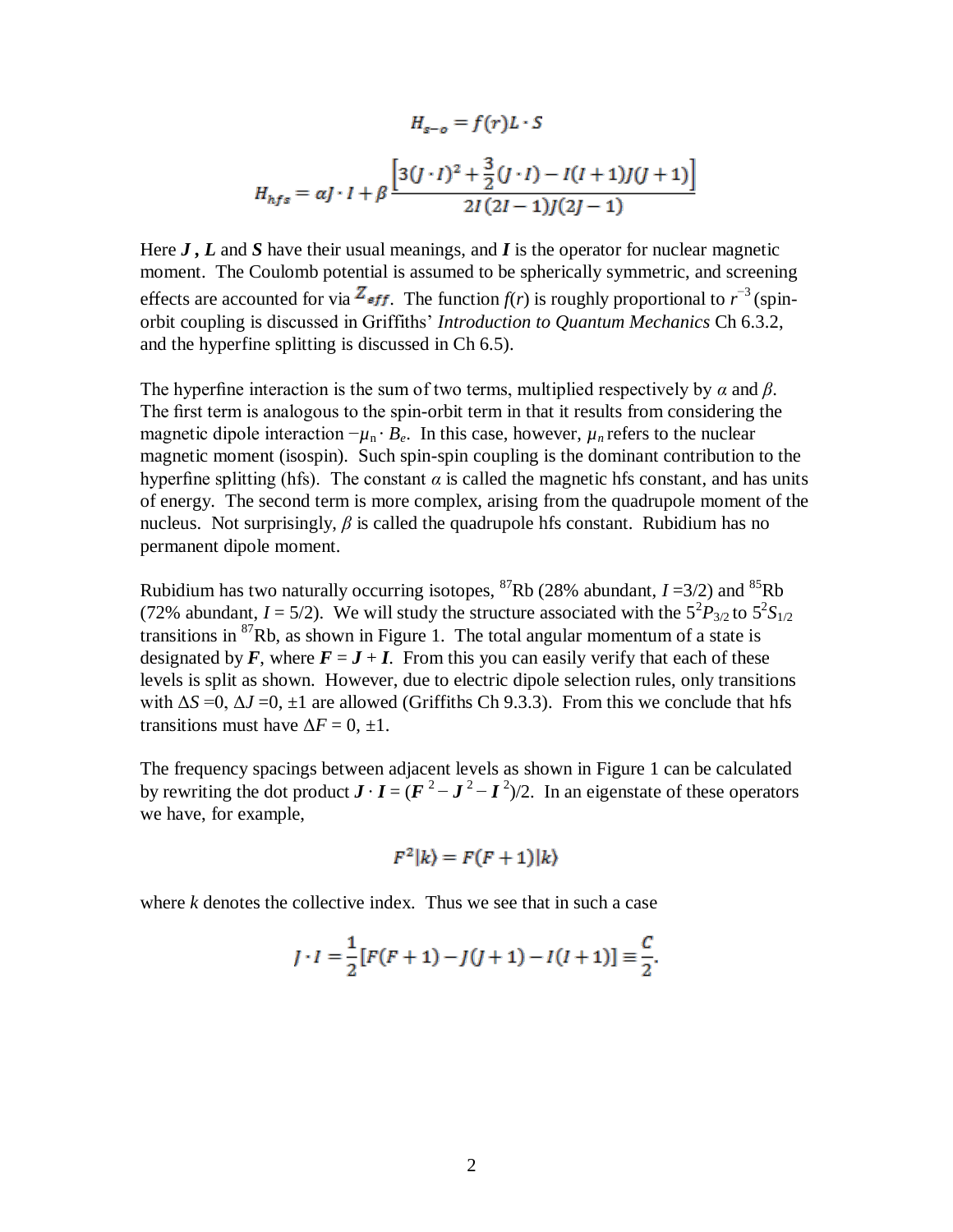$$H_{s-o} = f(r) L \cdot S$$

$$H_{hfs} = \alpha J \cdot I + \beta \frac{\left[3(J \cdot I)^2 + \frac{3}{2}(J \cdot I) - I(I+1)J(J+1)\right]}{2I(2I-1)J(2J-1)}$$

Here ***J*** **,** ***L*** and ***S*** have their usual meanings, and ***I*** is the operator for nuclear magnetic moment. The Coulomb potential is assumed to be spherically symmetric, and screening effects are accounted for via $Z_{eff}$. The function $f(r)$ is roughly proportional to $r^{-3}$ (spin-orbit coupling is discussed in Griffiths' *Introduction to Quantum Mechanics* Ch 6.3.2, and the hyperfine splitting is discussed in Ch 6.5).

The hyperfine interaction is the sum of two terms, multiplied respectively by $\alpha$ and $\beta$. The first term is analogous to the spin-orbit term in that it results from considering the magnetic dipole interaction $-\mu_n \cdot B_e$. In this case, however, $\mu_n$ refers to the nuclear magnetic moment (isospin). Such spin-spin coupling is the dominant contribution to the hyperfine splitting (hfs). The constant $\alpha$ is called the magnetic hfs constant, and has units of energy. The second term is more complex, arising from the quadrupole moment of the nucleus. Not surprisingly, $\beta$ is called the quadrupole hfs constant. Rubidium has no permanent dipole moment.

Rubidium has two naturally occurring isotopes, $^{87}$Rb (28% abundant, $I = 3/2$) and $^{85}$Rb (72% abundant, $I = 5/2$). We will study the structure associated with the $5^2P_{3/2}$ to $5^2S_{1/2}$ transitions in $^{87}$Rb, as shown in Figure 1. The total angular momentum of a state is designated by ***F***, where $\boldsymbol{F} = \boldsymbol{J} + \boldsymbol{I}$. From this you can easily verify that each of these levels is split as shown. However, due to electric dipole selection rules, only transitions with $\Delta S = 0$, $\Delta J = 0, \pm 1$ are allowed (Griffiths Ch 9.3.3). From this we conclude that hfs transitions must have $\Delta F = 0, \pm 1$.

The frequency spacings between adjacent levels as shown in Figure 1 can be calculated by rewriting the dot product $\boldsymbol{J} \cdot \boldsymbol{I} = (\boldsymbol{F}^2 - \boldsymbol{J}^2 - \boldsymbol{I}^2)/2$. In an eigenstate of these operators we have, for example,

$$F^2 |k\rangle = F(F+1)|k\rangle$$

where $k$ denotes the collective index. Thus we see that in such a case

$$J \cdot I = \frac{1}{2}[F(F+1) - J(J+1) - I(I+1)] \equiv \frac{C}{2}.$$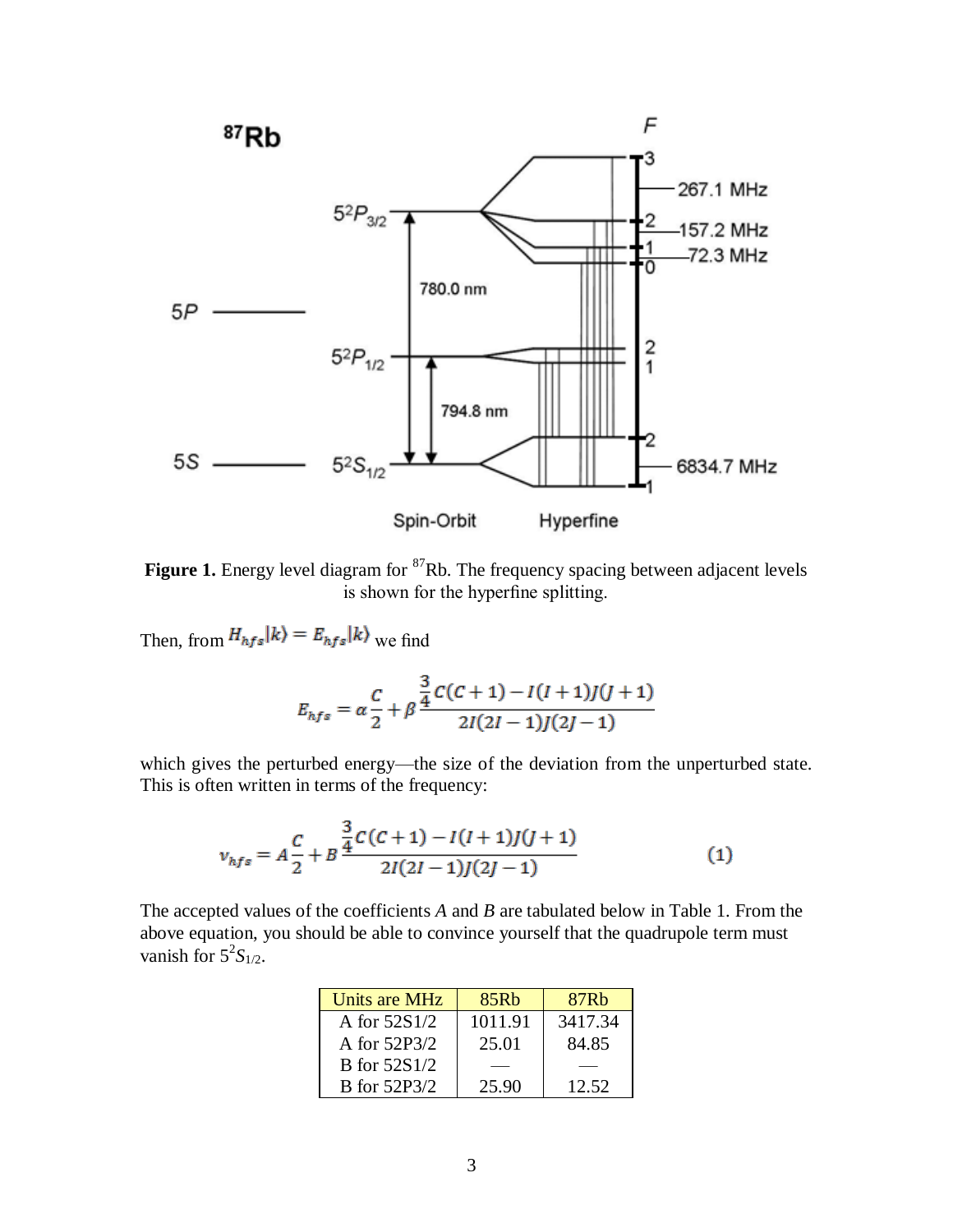**Figure 1.** Energy level diagram for $^{87}$Rb. The frequency spacing between adjacent levels is shown for the hyperfine splitting.

Then, from $H_{hfs}|k\rangle = E_{hfs}|k\rangle$ we find

$$E_{hfs} = \alpha\frac{C}{2} + \beta\frac{\frac{3}{4}C(C+1) - I(I+1)J(J+1)}{2I(2I-1)J(2J-1)}$$

which gives the perturbed energy—the size of the deviation from the unperturbed state. This is often written in terms of the frequency:

$$\nu_{hfs} = A\frac{C}{2} + B\frac{\frac{3}{4}C(C+1) - I(I+1)J(J+1)}{2I(2I-1)J(2J-1)} \qquad (1)$$

The accepted values of the coefficients *A* and *B* are tabulated below in Table 1. From the above equation, you should be able to convince yourself that the quadrupole term must vanish for $5^2S_{1/2}$.

| Units are MHz | 85Rb | 87Rb |
|---|---|---|
| A for 52S1/2 | 1011.91 | 3417.34 |
| A for 52P3/2 | 25.01 | 84.85 |
| B for 52S1/2 | — | — |
| B for 52P3/2 | 25.90 | 12.52 |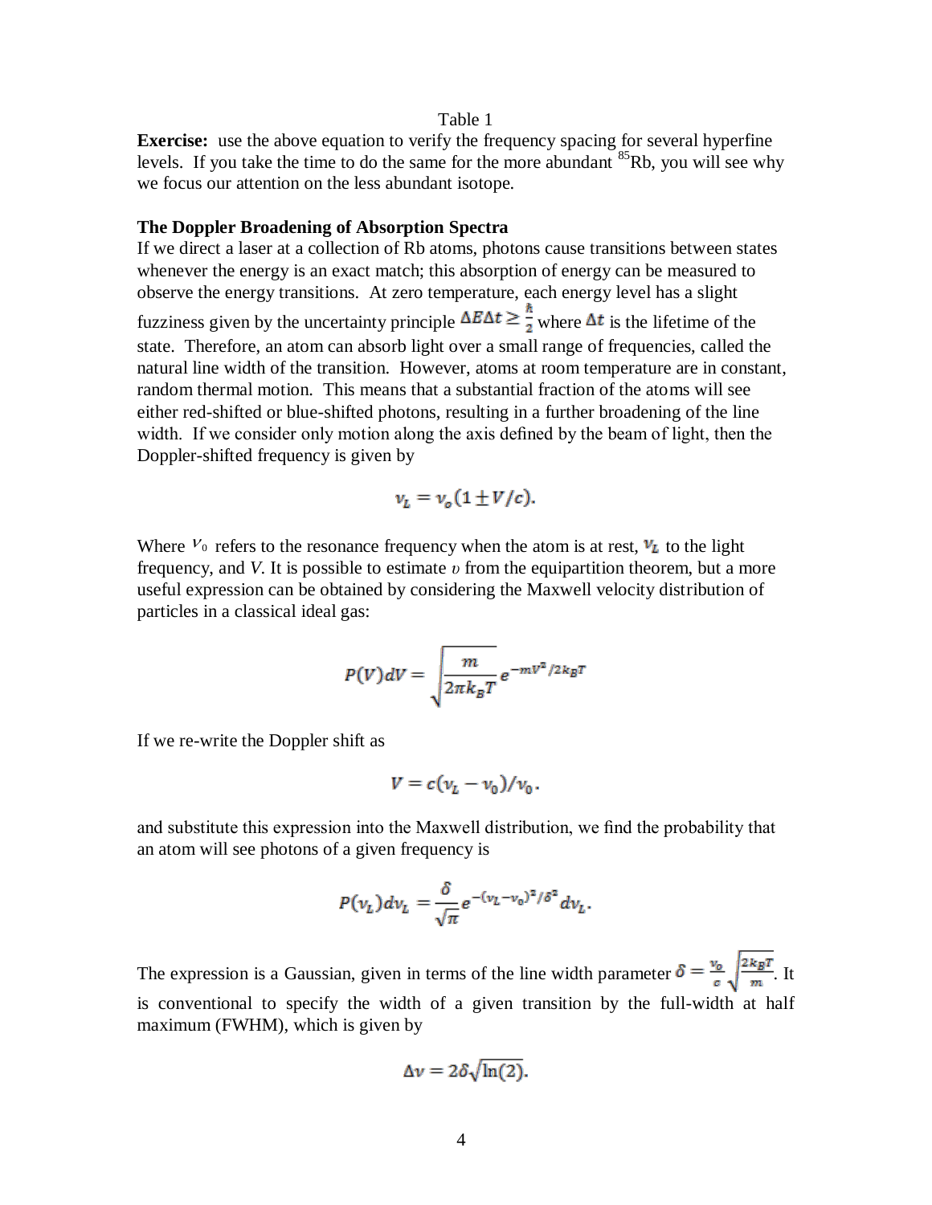Table 1

**Exercise:** use the above equation to verify the frequency spacing for several hyperfine levels. If you take the time to do the same for the more abundant $^{85}$Rb, you will see why we focus our attention on the less abundant isotope.

**The Doppler Broadening of Absorption Spectra**

If we direct a laser at a collection of Rb atoms, photons cause transitions between states whenever the energy is an exact match; this absorption of energy can be measured to observe the energy transitions. At zero temperature, each energy level has a slight fuzziness given by the uncertainty principle $\Delta E \Delta t \geq \frac{\hbar}{2}$ where $\Delta t$ is the lifetime of the state. Therefore, an atom can absorb light over a small range of frequencies, called the natural line width of the transition. However, atoms at room temperature are in constant, random thermal motion. This means that a substantial fraction of the atoms will see either red-shifted or blue-shifted photons, resulting in a further broadening of the line width. If we consider only motion along the axis defined by the beam of light, then the Doppler-shifted frequency is given by

$$\nu_L = \nu_o(1 \pm V/c).$$

Where $\nu_0$ refers to the resonance frequency when the atom is at rest, $\nu_L$ to the light frequency, and $V$. It is possible to estimate $\upsilon$ from the equipartition theorem, but a more useful expression can be obtained by considering the Maxwell velocity distribution of particles in a classical ideal gas:

$$P(V)dV = \sqrt{\frac{m}{2\pi k_B T}}\, e^{-mV^2/2k_B T}$$

If we re-write the Doppler shift as

$$V = c(\nu_L - \nu_0)/\nu_0.$$

and substitute this expression into the Maxwell distribution, we find the probability that an atom will see photons of a given frequency is

$$P(\nu_L)d\nu_L = \frac{\delta}{\sqrt{\pi}} e^{-(\nu_L - \nu_0)^2/\delta^2}\, d\nu_L.$$

The expression is a Gaussian, given in terms of the line width parameter $\delta = \frac{\nu_0}{c}\sqrt{\frac{2k_B T}{m}}$. It is conventional to specify the width of a given transition by the full-width at half maximum (FWHM), which is given by

$$\Delta\nu = 2\delta\sqrt{\ln(2)}.$$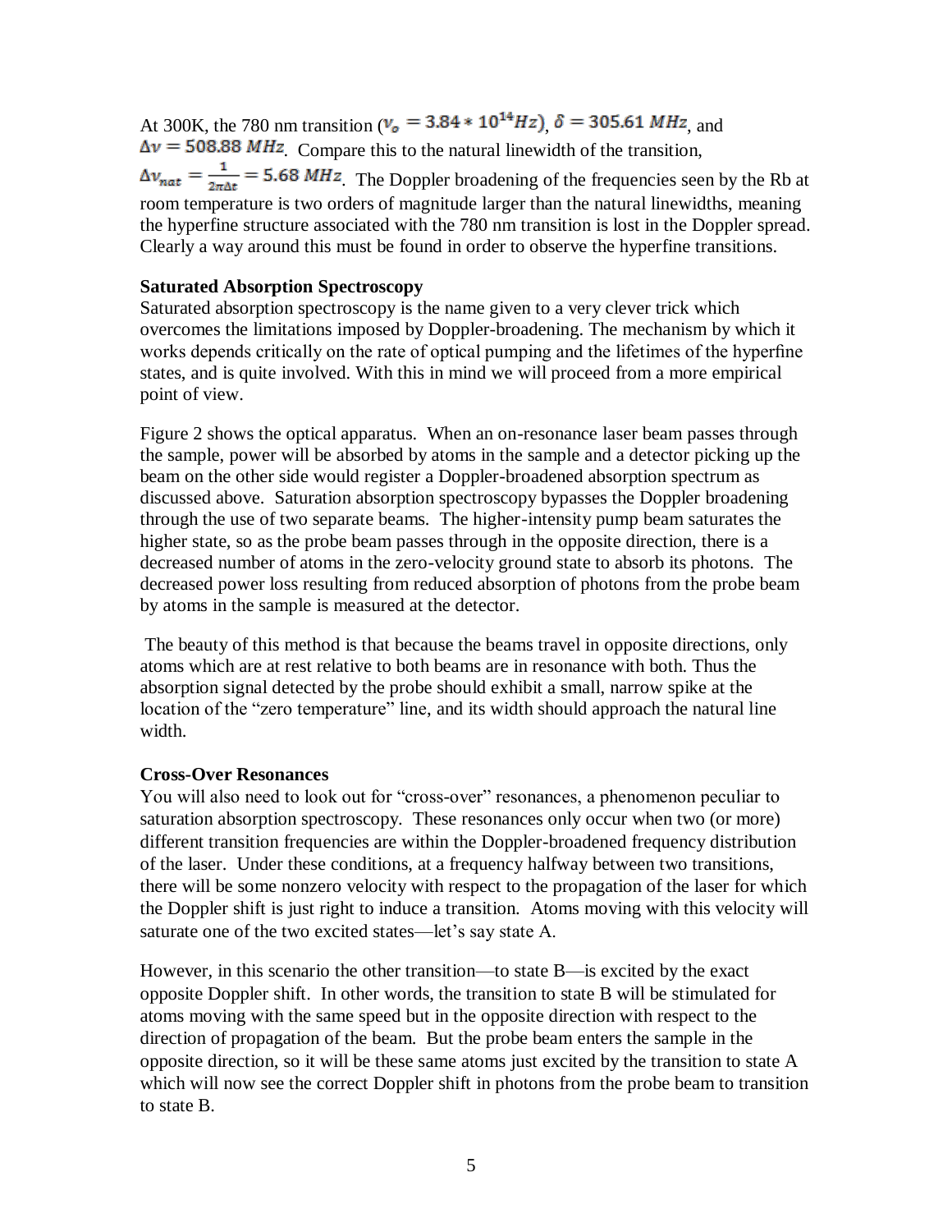At 300K, the 780 nm transition ($\nu_o = 3.84 * 10^{14} Hz$), $\delta = 305.61\ MHz$, and $\Delta\nu = 508.88\ MHz$. Compare this to the natural linewidth of the transition, $\Delta\nu_{nat} = \frac{1}{2\pi\Delta t} = 5.68\ MHz$. The Doppler broadening of the frequencies seen by the Rb at room temperature is two orders of magnitude larger than the natural linewidths, meaning the hyperfine structure associated with the 780 nm transition is lost in the Doppler spread. Clearly a way around this must be found in order to observe the hyperfine transitions.

**Saturated Absorption Spectroscopy**

Saturated absorption spectroscopy is the name given to a very clever trick which overcomes the limitations imposed by Doppler-broadening. The mechanism by which it works depends critically on the rate of optical pumping and the lifetimes of the hyperfine states, and is quite involved. With this in mind we will proceed from a more empirical point of view.

Figure 2 shows the optical apparatus. When an on-resonance laser beam passes through the sample, power will be absorbed by atoms in the sample and a detector picking up the beam on the other side would register a Doppler-broadened absorption spectrum as discussed above. Saturation absorption spectroscopy bypasses the Doppler broadening through the use of two separate beams. The higher-intensity pump beam saturates the higher state, so as the probe beam passes through in the opposite direction, there is a decreased number of atoms in the zero-velocity ground state to absorb its photons. The decreased power loss resulting from reduced absorption of photons from the probe beam by atoms in the sample is measured at the detector.

The beauty of this method is that because the beams travel in opposite directions, only atoms which are at rest relative to both beams are in resonance with both. Thus the absorption signal detected by the probe should exhibit a small, narrow spike at the location of the "zero temperature" line, and its width should approach the natural line width.

**Cross-Over Resonances**

You will also need to look out for "cross-over" resonances, a phenomenon peculiar to saturation absorption spectroscopy. These resonances only occur when two (or more) different transition frequencies are within the Doppler-broadened frequency distribution of the laser. Under these conditions, at a frequency halfway between two transitions, there will be some nonzero velocity with respect to the propagation of the laser for which the Doppler shift is just right to induce a transition. Atoms moving with this velocity will saturate one of the two excited states—let's say state A.

However, in this scenario the other transition—to state B—is excited by the exact opposite Doppler shift. In other words, the transition to state B will be stimulated for atoms moving with the same speed but in the opposite direction with respect to the direction of propagation of the beam. But the probe beam enters the sample in the opposite direction, so it will be these same atoms just excited by the transition to state A which will now see the correct Doppler shift in photons from the probe beam to transition to state B.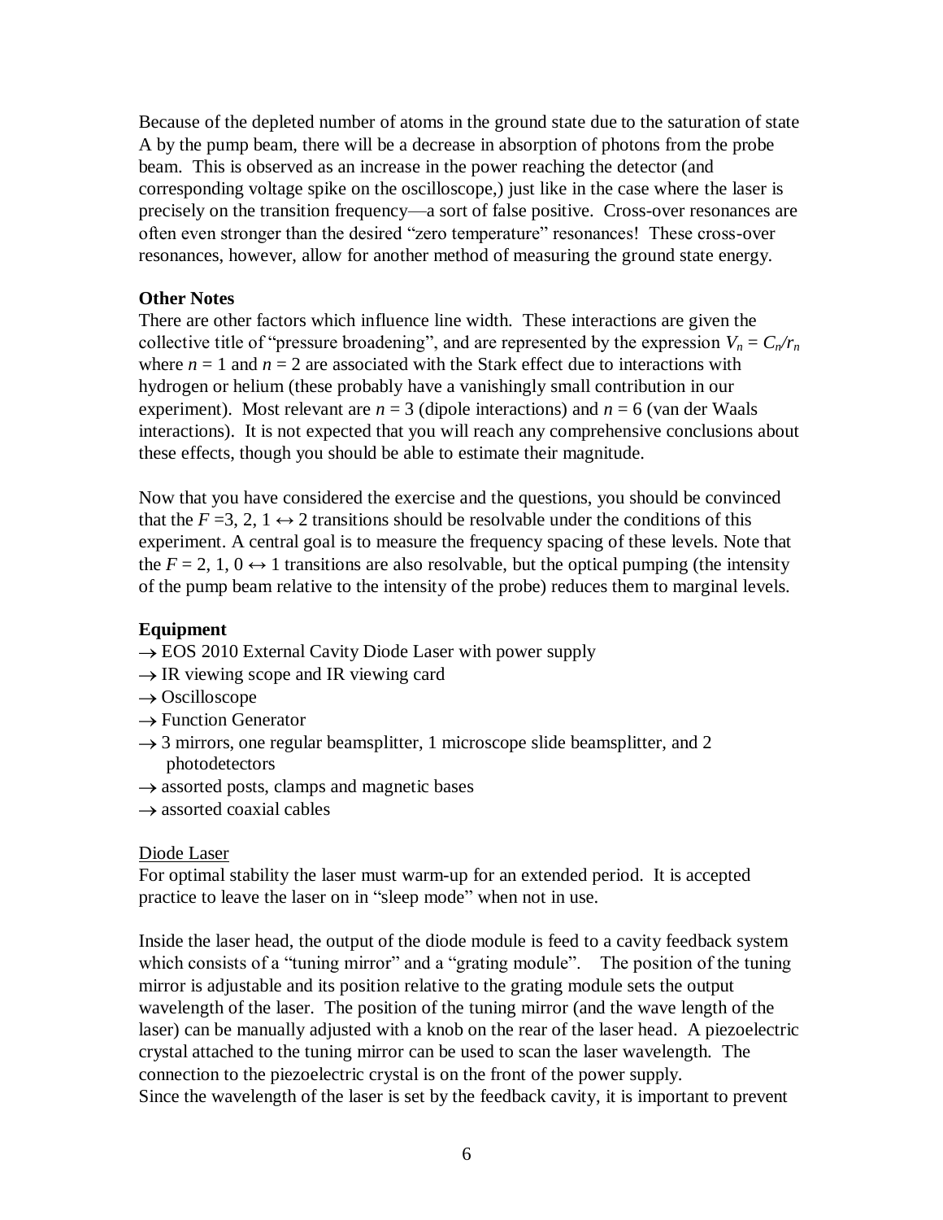Because of the depleted number of atoms in the ground state due to the saturation of state A by the pump beam, there will be a decrease in absorption of photons from the probe beam. This is observed as an increase in the power reaching the detector (and corresponding voltage spike on the oscilloscope,) just like in the case where the laser is precisely on the transition frequency—a sort of false positive. Cross-over resonances are often even stronger than the desired "zero temperature" resonances! These cross-over resonances, however, allow for another method of measuring the ground state energy.

**Other Notes**

There are other factors which influence line width. These interactions are given the collective title of "pressure broadening", and are represented by the expression $V_n = C_n/r_n$ where $n = 1$ and $n = 2$ are associated with the Stark effect due to interactions with hydrogen or helium (these probably have a vanishingly small contribution in our experiment). Most relevant are $n = 3$ (dipole interactions) and $n = 6$ (van der Waals interactions). It is not expected that you will reach any comprehensive conclusions about these effects, though you should be able to estimate their magnitude.

Now that you have considered the exercise and the questions, you should be convinced that the $F = 3, 2, 1 \leftrightarrow 2$ transitions should be resolvable under the conditions of this experiment. A central goal is to measure the frequency spacing of these levels. Note that the $F = 2, 1, 0 \leftrightarrow 1$ transitions are also resolvable, but the optical pumping (the intensity of the pump beam relative to the intensity of the probe) reduces them to marginal levels.

**Equipment**

→ EOS 2010 External Cavity Diode Laser with power supply
→ IR viewing scope and IR viewing card
→ Oscilloscope
→ Function Generator
→ 3 mirrors, one regular beamsplitter, 1 microscope slide beamsplitter, and 2 photodetectors
→ assorted posts, clamps and magnetic bases
→ assorted coaxial cables

Diode Laser

For optimal stability the laser must warm-up for an extended period. It is accepted practice to leave the laser on in "sleep mode" when not in use.

Inside the laser head, the output of the diode module is feed to a cavity feedback system which consists of a "tuning mirror" and a "grating module". The position of the tuning mirror is adjustable and its position relative to the grating module sets the output wavelength of the laser. The position of the tuning mirror (and the wave length of the laser) can be manually adjusted with a knob on the rear of the laser head. A piezoelectric crystal attached to the tuning mirror can be used to scan the laser wavelength. The connection to the piezoelectric crystal is on the front of the power supply.
Since the wavelength of the laser is set by the feedback cavity, it is important to prevent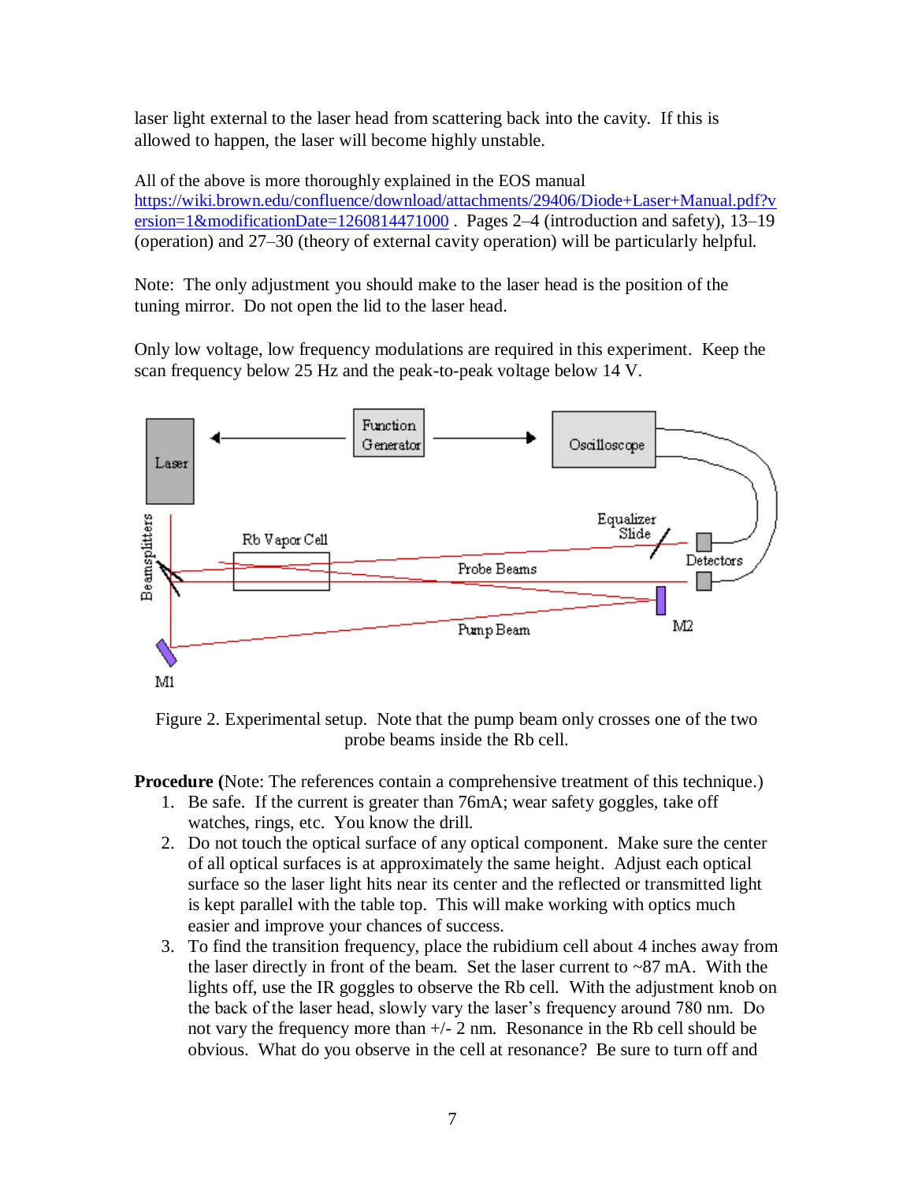laser light external to the laser head from scattering back into the cavity. If this is allowed to happen, the laser will become highly unstable.

All of the above is more thoroughly explained in the EOS manual https://wiki.brown.edu/confluence/download/attachments/29406/Diode+Laser+Manual.pdf?version=1&modificationDate=1260814471000 . Pages 2–4 (introduction and safety), 13–19 (operation) and 27–30 (theory of external cavity operation) will be particularly helpful.

Note: The only adjustment you should make to the laser head is the position of the tuning mirror. Do not open the lid to the laser head.

Only low voltage, low frequency modulations are required in this experiment. Keep the scan frequency below 25 Hz and the peak-to-peak voltage below 14 V.

Figure 2. Experimental setup. Note that the pump beam only crosses one of the two probe beams inside the Rb cell.

**Procedure (**Note: The references contain a comprehensive treatment of this technique.)

1. Be safe. If the current is greater than 76mA; wear safety goggles, take off watches, rings, etc. You know the drill.
2. Do not touch the optical surface of any optical component. Make sure the center of all optical surfaces is at approximately the same height. Adjust each optical surface so the laser light hits near its center and the reflected or transmitted light is kept parallel with the table top. This will make working with optics much easier and improve your chances of success.
3. To find the transition frequency, place the rubidium cell about 4 inches away from the laser directly in front of the beam. Set the laser current to ~87 mA. With the lights off, use the IR goggles to observe the Rb cell. With the adjustment knob on the back of the laser head, slowly vary the laser's frequency around 780 nm. Do not vary the frequency more than +/- 2 nm. Resonance in the Rb cell should be obvious. What do you observe in the cell at resonance? Be sure to turn off and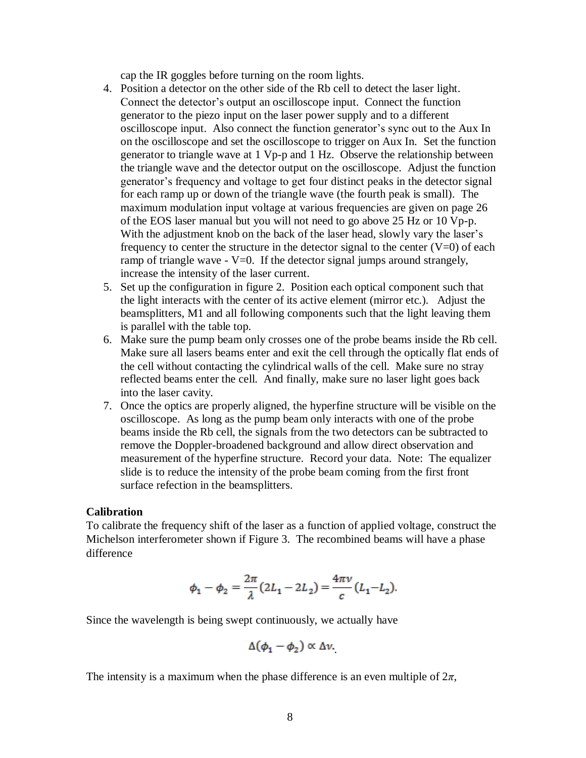cap the IR goggles before turning on the room lights.

4. Position a detector on the other side of the Rb cell to detect the laser light. Connect the detector's output an oscilloscope input. Connect the function generator to the piezo input on the laser power supply and to a different oscilloscope input. Also connect the function generator's sync out to the Aux In on the oscilloscope and set the oscilloscope to trigger on Aux In. Set the function generator to triangle wave at 1 Vp-p and 1 Hz. Observe the relationship between the triangle wave and the detector output on the oscilloscope. Adjust the function generator's frequency and voltage to get four distinct peaks in the detector signal for each ramp up or down of the triangle wave (the fourth peak is small). The maximum modulation input voltage at various frequencies are given on page 26 of the EOS laser manual but you will not need to go above 25 Hz or 10 Vp-p. With the adjustment knob on the back of the laser head, slowly vary the laser's frequency to center the structure in the detector signal to the center (V=0) of each ramp of triangle wave - V=0. If the detector signal jumps around strangely, increase the intensity of the laser current.
5. Set up the configuration in figure 2. Position each optical component such that the light interacts with the center of its active element (mirror etc.). Adjust the beamsplitters, M1 and all following components such that the light leaving them is parallel with the table top.
6. Make sure the pump beam only crosses one of the probe beams inside the Rb cell. Make sure all lasers beams enter and exit the cell through the optically flat ends of the cell without contacting the cylindrical walls of the cell. Make sure no stray reflected beams enter the cell. And finally, make sure no laser light goes back into the laser cavity.
7. Once the optics are properly aligned, the hyperfine structure will be visible on the oscilloscope. As long as the pump beam only interacts with one of the probe beams inside the Rb cell, the signals from the two detectors can be subtracted to remove the Doppler-broadened background and allow direct observation and measurement of the hyperfine structure. Record your data. Note: The equalizer slide is to reduce the intensity of the probe beam coming from the first front surface refection in the beamsplitters.

**Calibration**

To calibrate the frequency shift of the laser as a function of applied voltage, construct the Michelson interferometer shown if Figure 3. The recombined beams will have a phase difference

$$\phi_1 - \phi_2 = \frac{2\pi}{\lambda}(2L_1 - 2L_2) = \frac{4\pi\nu}{c}(L_1 - L_2).$$

Since the wavelength is being swept continuously, we actually have

$$\Delta(\phi_1 - \phi_2) \propto \Delta\nu.$$

The intensity is a maximum when the phase difference is an even multiple of $2\pi$,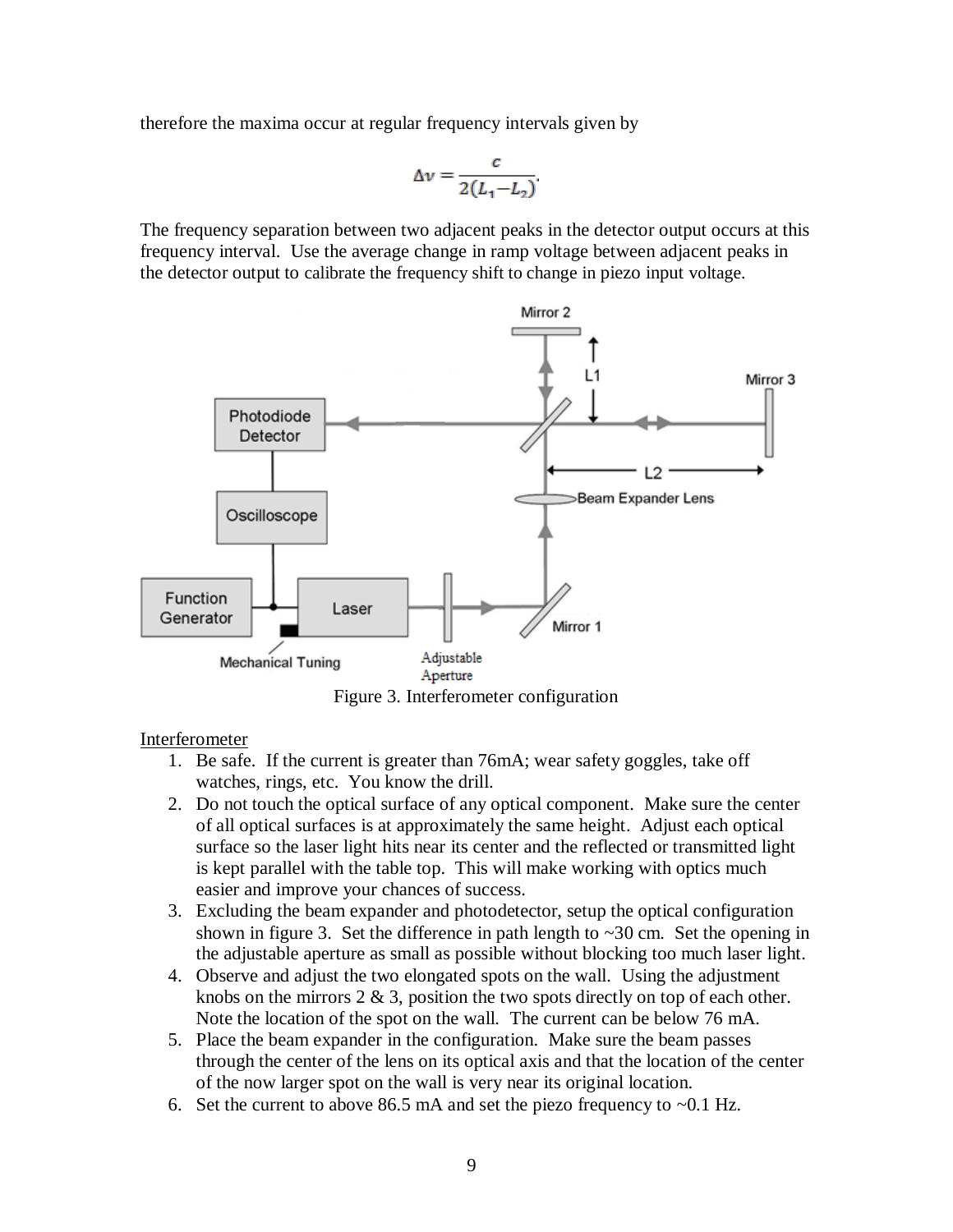therefore the maxima occur at regular frequency intervals given by

$$\Delta\nu = \frac{c}{2(L_1 - L_2)}.$$

The frequency separation between two adjacent peaks in the detector output occurs at this frequency interval. Use the average change in ramp voltage between adjacent peaks in the detector output to calibrate the frequency shift to change in piezo input voltage.

Figure 3. Interferometer configuration

<u>Interferometer</u>

1. Be safe. If the current is greater than 76mA; wear safety goggles, take off watches, rings, etc. You know the drill.
2. Do not touch the optical surface of any optical component. Make sure the center of all optical surfaces is at approximately the same height. Adjust each optical surface so the laser light hits near its center and the reflected or transmitted light is kept parallel with the table top. This will make working with optics much easier and improve your chances of success.
3. Excluding the beam expander and photodetector, setup the optical configuration shown in figure 3. Set the difference in path length to ~30 cm. Set the opening in the adjustable aperture as small as possible without blocking too much laser light.
4. Observe and adjust the two elongated spots on the wall. Using the adjustment knobs on the mirrors 2 & 3, position the two spots directly on top of each other. Note the location of the spot on the wall. The current can be below 76 mA.
5. Place the beam expander in the configuration. Make sure the beam passes through the center of the lens on its optical axis and that the location of the center of the now larger spot on the wall is very near its original location.
6. Set the current to above 86.5 mA and set the piezo frequency to ~0.1 Hz.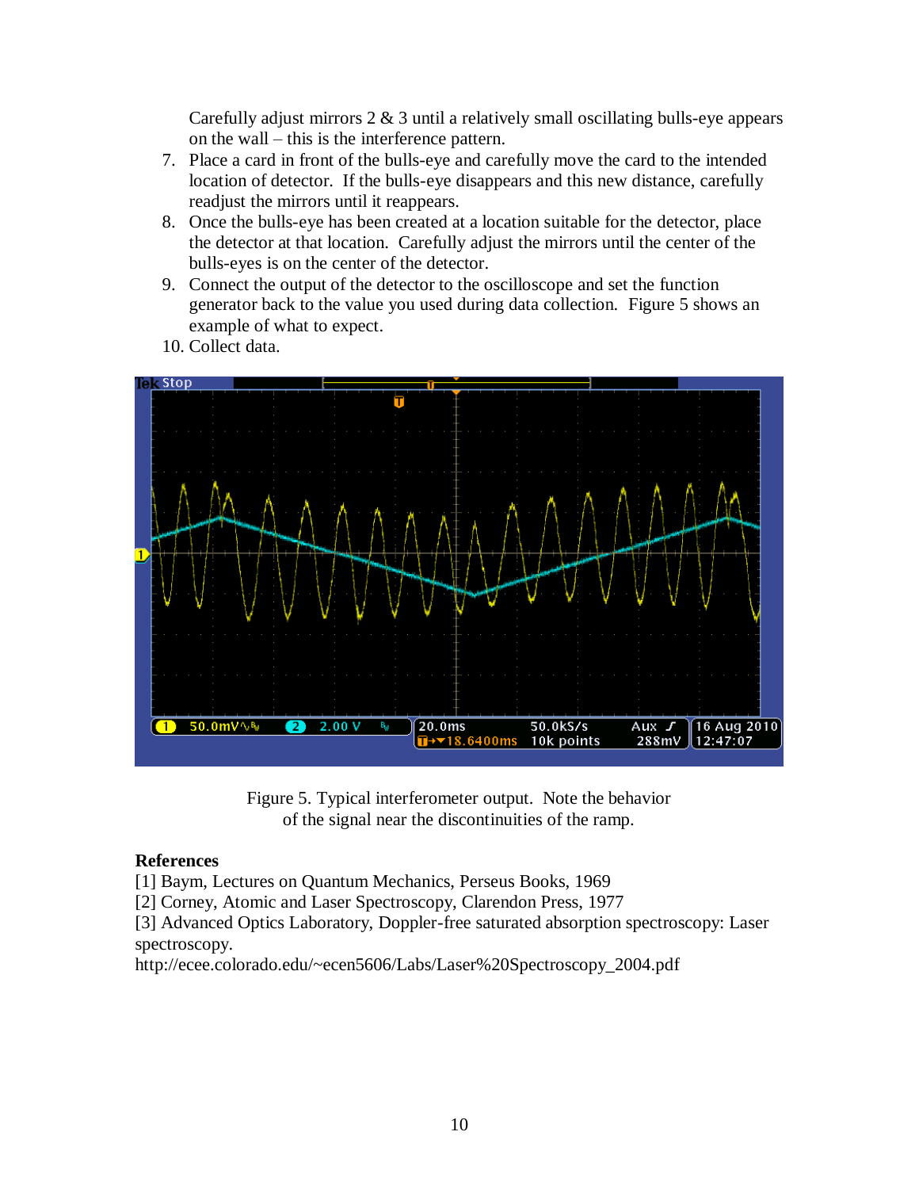Carefully adjust mirrors 2 & 3 until a relatively small oscillating bulls-eye appears on the wall – this is the interference pattern.

7. Place a card in front of the bulls-eye and carefully move the card to the intended location of detector. If the bulls-eye disappears and this new distance, carefully readjust the mirrors until it reappears.
8. Once the bulls-eye has been created at a location suitable for the detector, place the detector at that location. Carefully adjust the mirrors until the center of the bulls-eyes is on the center of the detector.
9. Connect the output of the detector to the oscilloscope and set the function generator back to the value you used during data collection. Figure 5 shows an example of what to expect.
10. Collect data.

Tek Stop

1 50.0mV

2 2.00 V

20.0ms

T→▼18.6400ms

50.0kS/s

10k points

Aux

288mV

16 Aug 2010

12:47:07

Figure 5. Typical interferometer output. Note the behavior of the signal near the discontinuities of the ramp.

**References**

[1] Baym, Lectures on Quantum Mechanics, Perseus Books, 1969

[2] Corney, Atomic and Laser Spectroscopy, Clarendon Press, 1977

[3] Advanced Optics Laboratory, Doppler-free saturated absorption spectroscopy: Laser spectroscopy.
http://ecee.colorado.edu/~ecen5606/Labs/Laser%20Spectroscopy_2004.pdf